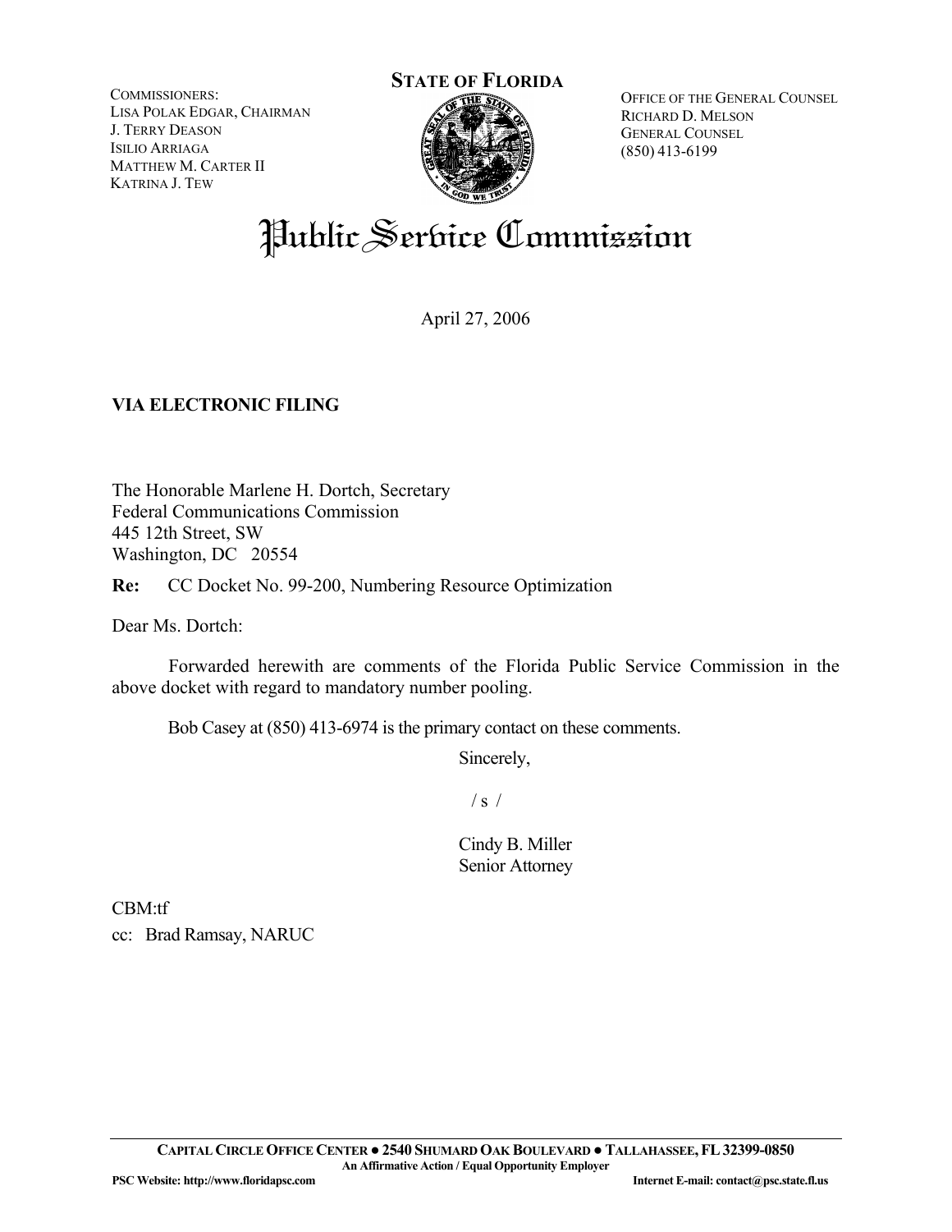COMMISSIONERS:
LISA POLAK EDGAR, CHAIRMAN
J. TERRY DEASON
ISILIO ARRIAGA
MATTHEW M. CARTER II
KATRINA J. TEW

**STATE OF FLORIDA**

OFFICE OF THE GENERAL COUNSEL
RICHARD D. MELSON
GENERAL COUNSEL
(850) 413-6199

# Public Service Commission

April 27, 2006

**VIA ELECTRONIC FILING**

The Honorable Marlene H. Dortch, Secretary
Federal Communications Commission
445 12th Street, SW
Washington, DC 20554

**Re:** CC Docket No. 99-200, Numbering Resource Optimization

Dear Ms. Dortch:

Forwarded herewith are comments of the Florida Public Service Commission in the above docket with regard to mandatory number pooling.

Bob Casey at (850) 413-6974 is the primary contact on these comments.

Sincerely,

/ s /

Cindy B. Miller
Senior Attorney

CBM:tf
cc: Brad Ramsay, NARUC

**CAPITAL CIRCLE OFFICE CENTER ● 2540 SHUMARD OAK BOULEVARD ● TALLAHASSEE, FL 32399-0850**
**An Affirmative Action / Equal Opportunity Employer**
**PSC Website: http://www.floridapsc.com** **Internet E-mail: contact@psc.state.fl.us**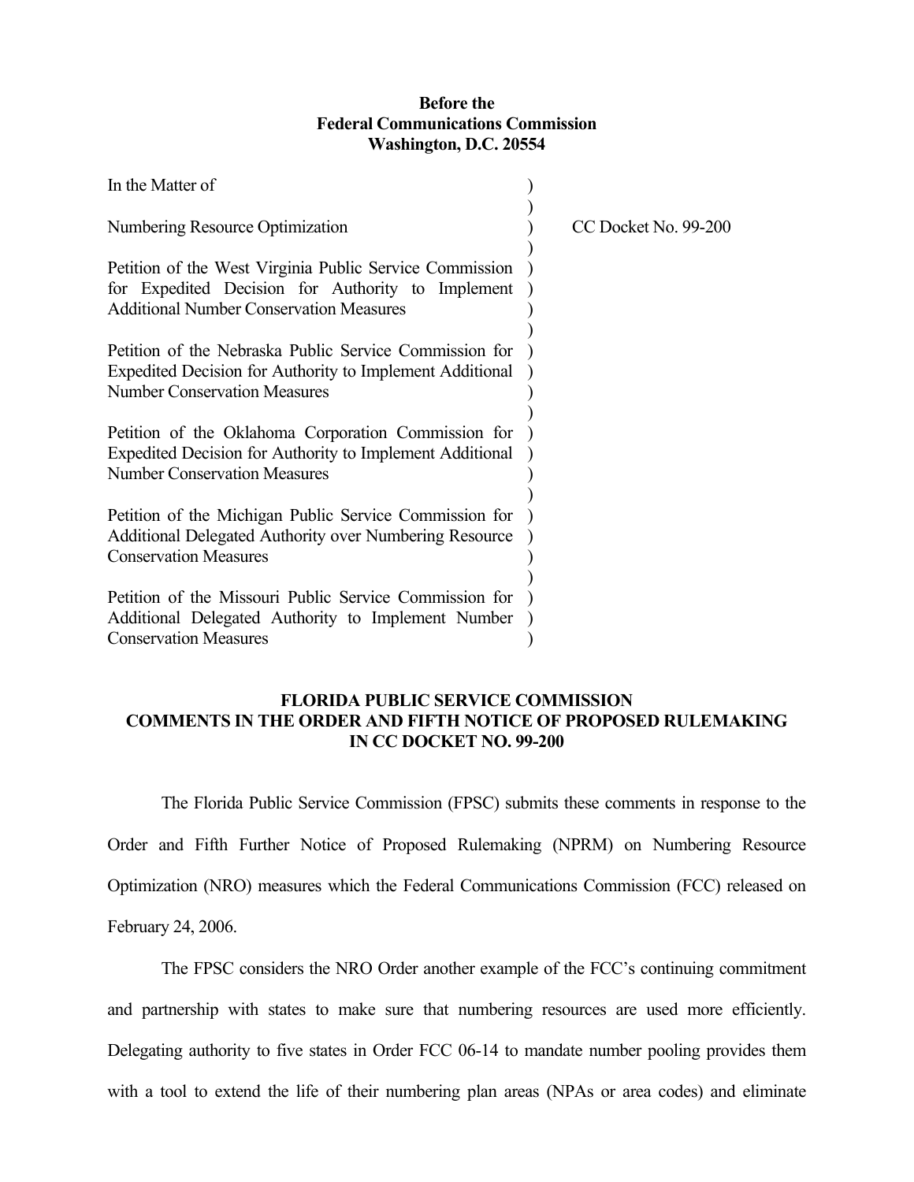**Before the**
**Federal Communications Commission**
**Washington, D.C. 20554**

| | | |
|---|---|---|
| In the Matter of | ) | |
| | ) | |
| Numbering Resource Optimization | ) | CC Docket No. 99-200 |
| | ) | |
| Petition of the West Virginia Public Service Commission for Expedited Decision for Authority to Implement Additional Number Conservation Measures | ) | |
| | ) | |
| Petition of the Nebraska Public Service Commission for Expedited Decision for Authority to Implement Additional Number Conservation Measures | ) | |
| | ) | |
| Petition of the Oklahoma Corporation Commission for Expedited Decision for Authority to Implement Additional Number Conservation Measures | ) | |
| | ) | |
| Petition of the Michigan Public Service Commission for Additional Delegated Authority over Numbering Resource Conservation Measures | ) | |
| | ) | |
| Petition of the Missouri Public Service Commission for Additional Delegated Authority to Implement Number Conservation Measures | ) | |

**FLORIDA PUBLIC SERVICE COMMISSION**
**COMMENTS IN THE ORDER AND FIFTH NOTICE OF PROPOSED RULEMAKING**
**IN CC DOCKET NO. 99-200**

The Florida Public Service Commission (FPSC) submits these comments in response to the Order and Fifth Further Notice of Proposed Rulemaking (NPRM) on Numbering Resource Optimization (NRO) measures which the Federal Communications Commission (FCC) released on February 24, 2006.

The FPSC considers the NRO Order another example of the FCC's continuing commitment and partnership with states to make sure that numbering resources are used more efficiently. Delegating authority to five states in Order FCC 06-14 to mandate number pooling provides them with a tool to extend the life of their numbering plan areas (NPAs or area codes) and eliminate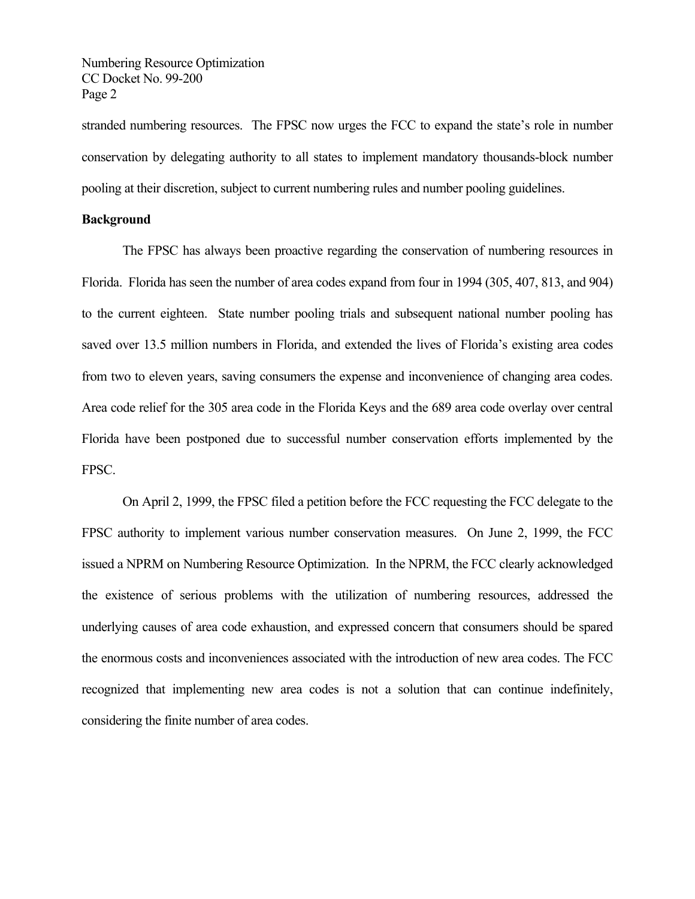stranded numbering resources. The FPSC now urges the FCC to expand the state's role in number conservation by delegating authority to all states to implement mandatory thousands-block number pooling at their discretion, subject to current numbering rules and number pooling guidelines.

**Background**

The FPSC has always been proactive regarding the conservation of numbering resources in Florida. Florida has seen the number of area codes expand from four in 1994 (305, 407, 813, and 904) to the current eighteen. State number pooling trials and subsequent national number pooling has saved over 13.5 million numbers in Florida, and extended the lives of Florida's existing area codes from two to eleven years, saving consumers the expense and inconvenience of changing area codes. Area code relief for the 305 area code in the Florida Keys and the 689 area code overlay over central Florida have been postponed due to successful number conservation efforts implemented by the FPSC.

On April 2, 1999, the FPSC filed a petition before the FCC requesting the FCC delegate to the FPSC authority to implement various number conservation measures. On June 2, 1999, the FCC issued a NPRM on Numbering Resource Optimization. In the NPRM, the FCC clearly acknowledged the existence of serious problems with the utilization of numbering resources, addressed the underlying causes of area code exhaustion, and expressed concern that consumers should be spared the enormous costs and inconveniences associated with the introduction of new area codes. The FCC recognized that implementing new area codes is not a solution that can continue indefinitely, considering the finite number of area codes.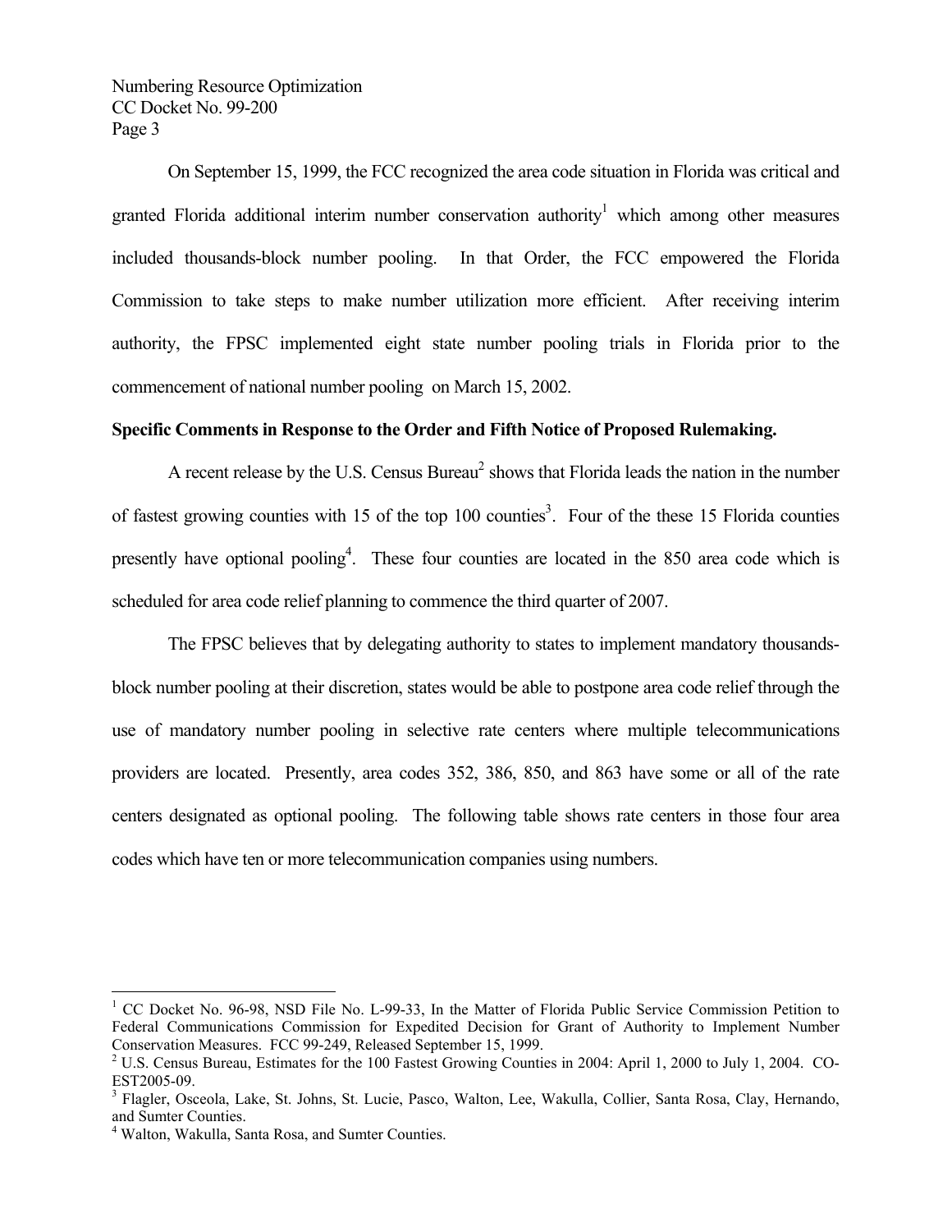On September 15, 1999, the FCC recognized the area code situation in Florida was critical and granted Florida additional interim number conservation authority[1] which among other measures included thousands-block number pooling. In that Order, the FCC empowered the Florida Commission to take steps to make number utilization more efficient. After receiving interim authority, the FPSC implemented eight state number pooling trials in Florida prior to the commencement of national number pooling on March 15, 2002.

**Specific Comments in Response to the Order and Fifth Notice of Proposed Rulemaking.**

A recent release by the U.S. Census Bureau[2] shows that Florida leads the nation in the number of fastest growing counties with 15 of the top 100 counties[3]. Four of the these 15 Florida counties presently have optional pooling[4]. These four counties are located in the 850 area code which is scheduled for area code relief planning to commence the third quarter of 2007.

The FPSC believes that by delegating authority to states to implement mandatory thousands-block number pooling at their discretion, states would be able to postpone area code relief through the use of mandatory number pooling in selective rate centers where multiple telecommunications providers are located. Presently, area codes 352, 386, 850, and 863 have some or all of the rate centers designated as optional pooling. The following table shows rate centers in those four area codes which have ten or more telecommunication companies using numbers.

---

[1] CC Docket No. 96-98, NSD File No. L-99-33, In the Matter of Florida Public Service Commission Petition to Federal Communications Commission for Expedited Decision for Grant of Authority to Implement Number Conservation Measures. FCC 99-249, Released September 15, 1999.

[2] U.S. Census Bureau, Estimates for the 100 Fastest Growing Counties in 2004: April 1, 2000 to July 1, 2004. CO-EST2005-09.

[3] Flagler, Osceola, Lake, St. Johns, St. Lucie, Pasco, Walton, Lee, Wakulla, Collier, Santa Rosa, Clay, Hernando, and Sumter Counties.

[4] Walton, Wakulla, Santa Rosa, and Sumter Counties.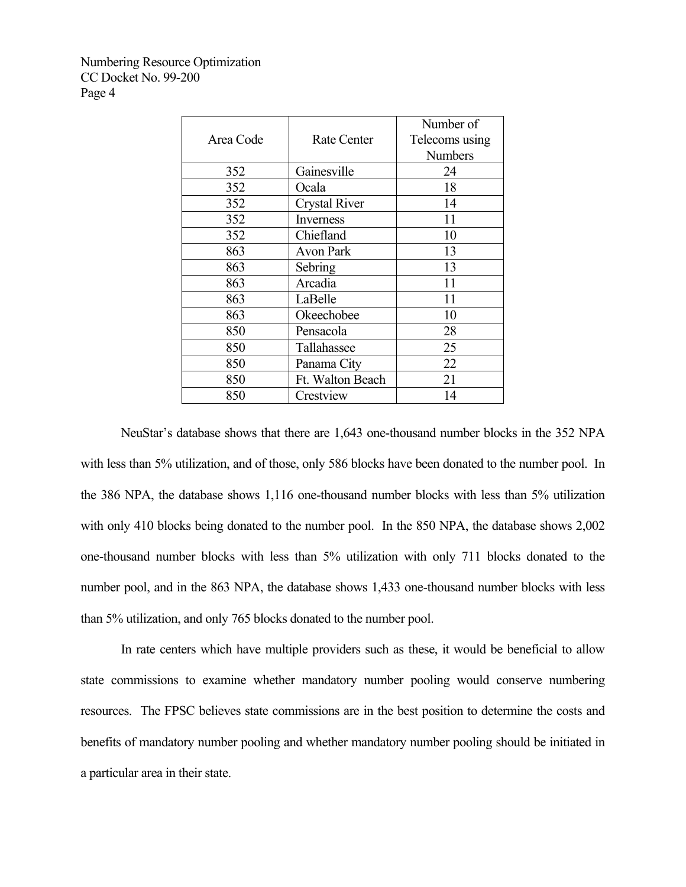| Area Code | Rate Center | Number of Telecoms using Numbers |
| --- | --- | --- |
| 352 | Gainesville | 24 |
| 352 | Ocala | 18 |
| 352 | Crystal River | 14 |
| 352 | Inverness | 11 |
| 352 | Chiefland | 10 |
| 863 | Avon Park | 13 |
| 863 | Sebring | 13 |
| 863 | Arcadia | 11 |
| 863 | LaBelle | 11 |
| 863 | Okeechobee | 10 |
| 850 | Pensacola | 28 |
| 850 | Tallahassee | 25 |
| 850 | Panama City | 22 |
| 850 | Ft. Walton Beach | 21 |
| 850 | Crestview | 14 |

NeuStar's database shows that there are 1,643 one-thousand number blocks in the 352 NPA with less than 5% utilization, and of those, only 586 blocks have been donated to the number pool. In the 386 NPA, the database shows 1,116 one-thousand number blocks with less than 5% utilization with only 410 blocks being donated to the number pool. In the 850 NPA, the database shows 2,002 one-thousand number blocks with less than 5% utilization with only 711 blocks donated to the number pool, and in the 863 NPA, the database shows 1,433 one-thousand number blocks with less than 5% utilization, and only 765 blocks donated to the number pool.

In rate centers which have multiple providers such as these, it would be beneficial to allow state commissions to examine whether mandatory number pooling would conserve numbering resources. The FPSC believes state commissions are in the best position to determine the costs and benefits of mandatory number pooling and whether mandatory number pooling should be initiated in a particular area in their state.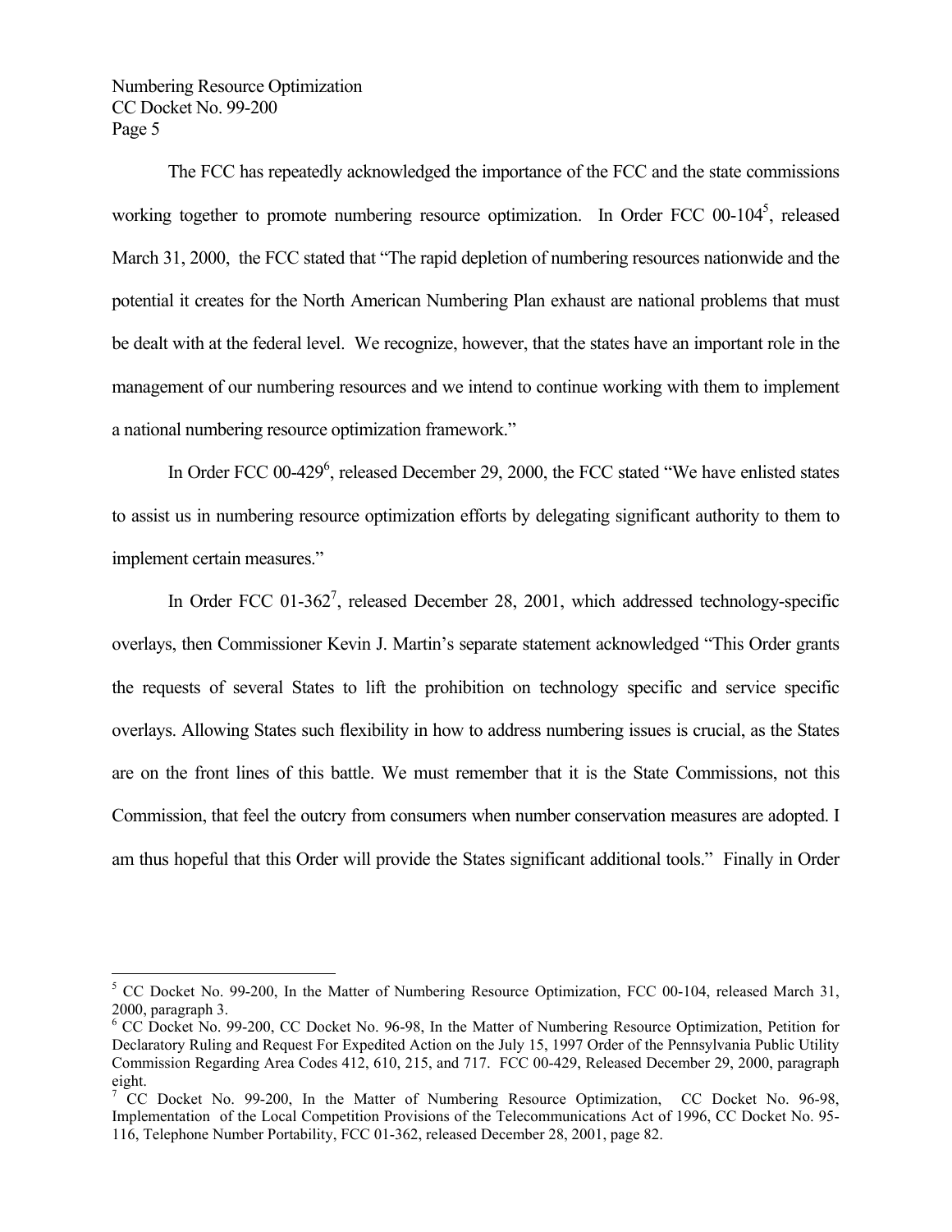The FCC has repeatedly acknowledged the importance of the FCC and the state commissions working together to promote numbering resource optimization. In Order FCC 00-104[5], released March 31, 2000, the FCC stated that "The rapid depletion of numbering resources nationwide and the potential it creates for the North American Numbering Plan exhaust are national problems that must be dealt with at the federal level. We recognize, however, that the states have an important role in the management of our numbering resources and we intend to continue working with them to implement a national numbering resource optimization framework."

In Order FCC 00-429[6], released December 29, 2000, the FCC stated "We have enlisted states to assist us in numbering resource optimization efforts by delegating significant authority to them to implement certain measures."

In Order FCC 01-362[7], released December 28, 2001, which addressed technology-specific overlays, then Commissioner Kevin J. Martin's separate statement acknowledged "This Order grants the requests of several States to lift the prohibition on technology specific and service specific overlays. Allowing States such flexibility in how to address numbering issues is crucial, as the States are on the front lines of this battle. We must remember that it is the State Commissions, not this Commission, that feel the outcry from consumers when number conservation measures are adopted. I am thus hopeful that this Order will provide the States significant additional tools." Finally in Order

---

[5] CC Docket No. 99-200, In the Matter of Numbering Resource Optimization, FCC 00-104, released March 31, 2000, paragraph 3.

[6] CC Docket No. 99-200, CC Docket No. 96-98, In the Matter of Numbering Resource Optimization, Petition for Declaratory Ruling and Request For Expedited Action on the July 15, 1997 Order of the Pennsylvania Public Utility Commission Regarding Area Codes 412, 610, 215, and 717. FCC 00-429, Released December 29, 2000, paragraph eight.

[7] CC Docket No. 99-200, In the Matter of Numbering Resource Optimization, CC Docket No. 96-98, Implementation of the Local Competition Provisions of the Telecommunications Act of 1996, CC Docket No. 95-116, Telephone Number Portability, FCC 01-362, released December 28, 2001, page 82.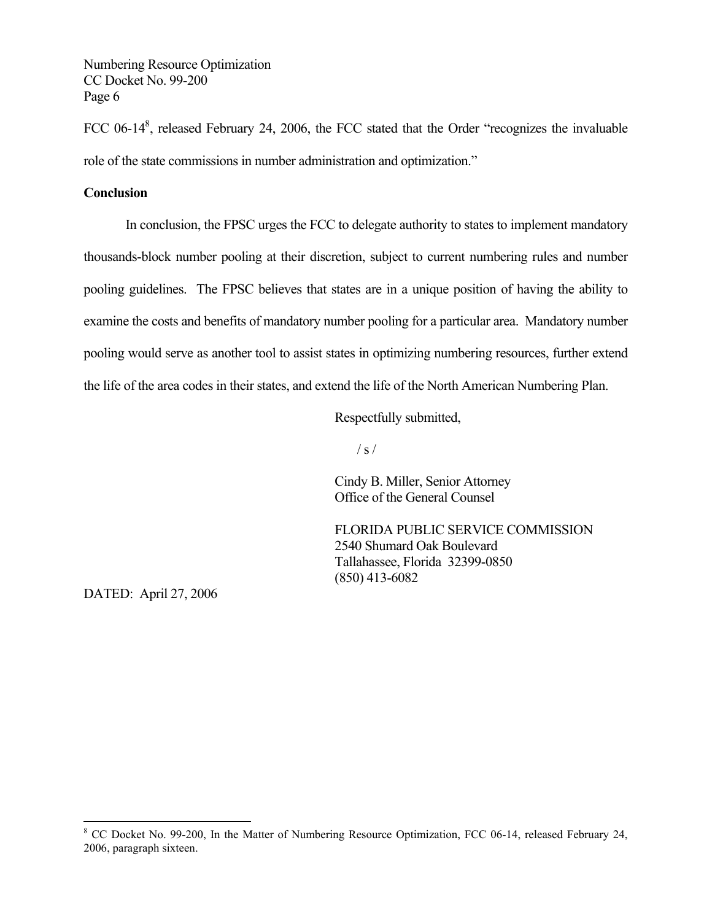FCC 06-14[8], released February 24, 2006, the FCC stated that the Order "recognizes the invaluable role of the state commissions in number administration and optimization."

**Conclusion**

In conclusion, the FPSC urges the FCC to delegate authority to states to implement mandatory thousands-block number pooling at their discretion, subject to current numbering rules and number pooling guidelines. The FPSC believes that states are in a unique position of having the ability to examine the costs and benefits of mandatory number pooling for a particular area. Mandatory number pooling would serve as another tool to assist states in optimizing numbering resources, further extend the life of the area codes in their states, and extend the life of the North American Numbering Plan.

Respectfully submitted,

/ s /

Cindy B. Miller, Senior Attorney
Office of the General Counsel

FLORIDA PUBLIC SERVICE COMMISSION
2540 Shumard Oak Boulevard
Tallahassee, Florida 32399-0850
(850) 413-6082

DATED: April 27, 2006

[8] CC Docket No. 99-200, In the Matter of Numbering Resource Optimization, FCC 06-14, released February 24, 2006, paragraph sixteen.